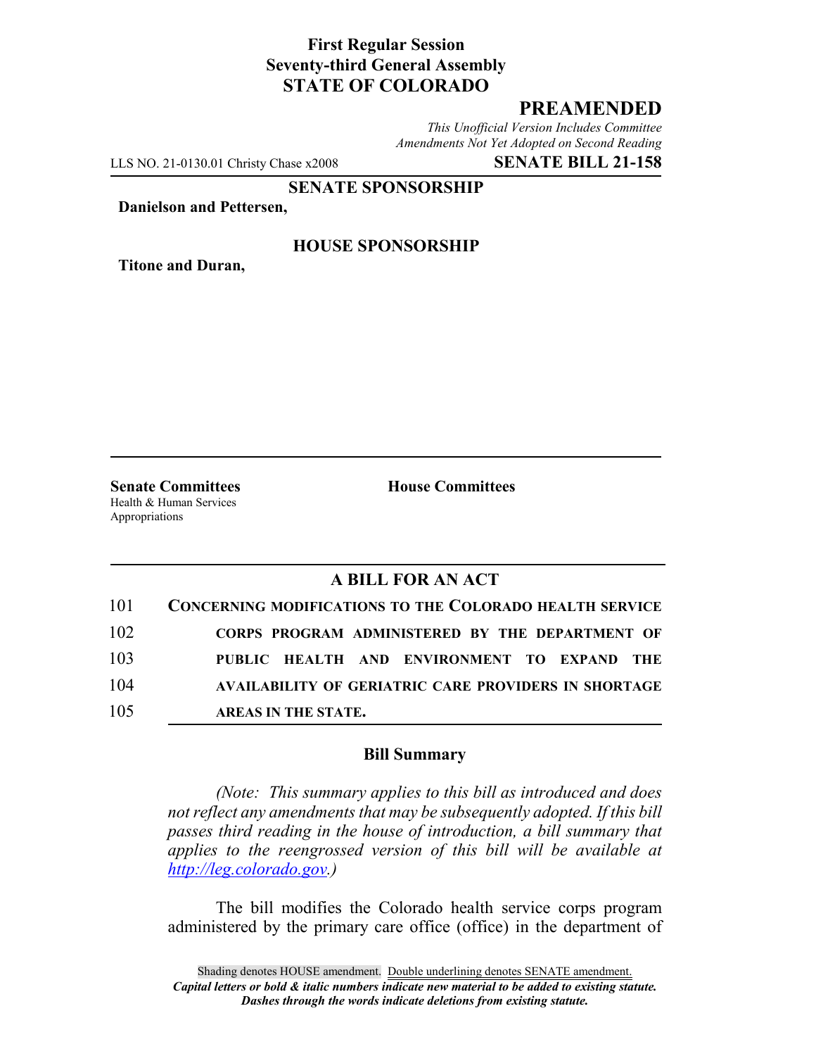**First Regular Session**
**Seventy-third General Assembly**
**STATE OF COLORADO**

# PREAMENDED

*This Unofficial Version Includes Committee Amendments Not Yet Adopted on Second Reading*

LLS NO. 21-0130.01 Christy Chase x2008 **SENATE BILL 21-158**

**SENATE SPONSORSHIP**

**Danielson and Pettersen,**

**HOUSE SPONSORSHIP**

**Titone and Duran,**

**Senate Committees**
Health & Human Services
Appropriations

**House Committees**

## A BILL FOR AN ACT

101 **CONCERNING MODIFICATIONS TO THE COLORADO HEALTH SERVICE**
102 **CORPS PROGRAM ADMINISTERED BY THE DEPARTMENT OF**
103 **PUBLIC HEALTH AND ENVIRONMENT TO EXPAND THE**
104 **AVAILABILITY OF GERIATRIC CARE PROVIDERS IN SHORTAGE**
105 **AREAS IN THE STATE.**

### Bill Summary

*(Note: This summary applies to this bill as introduced and does not reflect any amendments that may be subsequently adopted. If this bill passes third reading in the house of introduction, a bill summary that applies to the reengrossed version of this bill will be available at http://leg.colorado.gov.)*

The bill modifies the Colorado health service corps program administered by the primary care office (office) in the department of

Shading denotes HOUSE amendment. Double underlining denotes SENATE amendment.
*Capital letters or bold & italic numbers indicate new material to be added to existing statute.*
*Dashes through the words indicate deletions from existing statute.*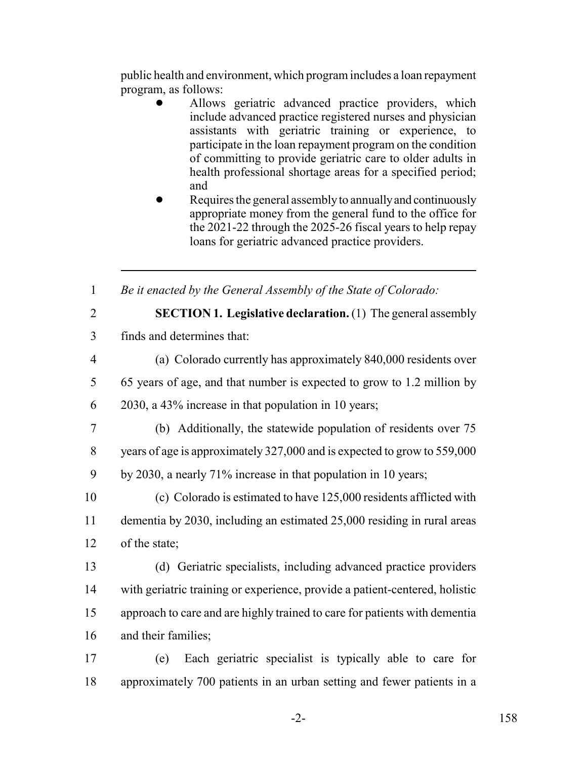public health and environment, which program includes a loan repayment program, as follows:

- Allows geriatric advanced practice providers, which include advanced practice registered nurses and physician assistants with geriatric training or experience, to participate in the loan repayment program on the condition of committing to provide geriatric care to older adults in health professional shortage areas for a specified period; and
- Requires the general assembly to annually and continuously appropriate money from the general fund to the office for the 2021-22 through the 2025-26 fiscal years to help repay loans for geriatric advanced practice providers.

---

*Be it enacted by the General Assembly of the State of Colorado:*

**SECTION 1. Legislative declaration.** (1) The general assembly finds and determines that:

(a) Colorado currently has approximately 840,000 residents over 65 years of age, and that number is expected to grow to 1.2 million by 2030, a 43% increase in that population in 10 years;

(b) Additionally, the statewide population of residents over 75 years of age is approximately 327,000 and is expected to grow to 559,000 by 2030, a nearly 71% increase in that population in 10 years;

(c) Colorado is estimated to have 125,000 residents afflicted with dementia by 2030, including an estimated 25,000 residing in rural areas of the state;

(d) Geriatric specialists, including advanced practice providers with geriatric training or experience, provide a patient-centered, holistic approach to care and are highly trained to care for patients with dementia and their families;

(e) Each geriatric specialist is typically able to care for approximately 700 patients in an urban setting and fewer patients in a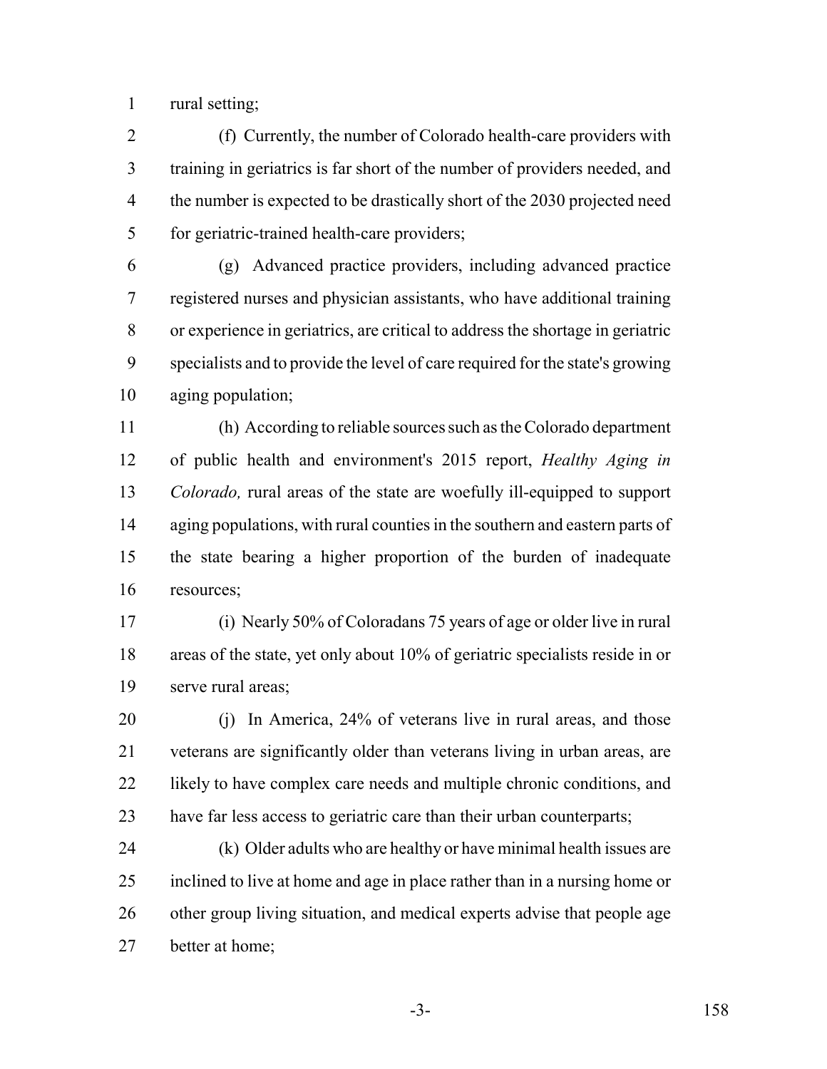rural setting;

(f) Currently, the number of Colorado health-care providers with training in geriatrics is far short of the number of providers needed, and the number is expected to be drastically short of the 2030 projected need for geriatric-trained health-care providers;

(g) Advanced practice providers, including advanced practice registered nurses and physician assistants, who have additional training or experience in geriatrics, are critical to address the shortage in geriatric specialists and to provide the level of care required for the state's growing aging population;

(h) According to reliable sources such as the Colorado department of public health and environment's 2015 report, *Healthy Aging in Colorado,* rural areas of the state are woefully ill-equipped to support aging populations, with rural counties in the southern and eastern parts of the state bearing a higher proportion of the burden of inadequate resources;

(i) Nearly 50% of Coloradans 75 years of age or older live in rural areas of the state, yet only about 10% of geriatric specialists reside in or serve rural areas;

(j) In America, 24% of veterans live in rural areas, and those veterans are significantly older than veterans living in urban areas, are likely to have complex care needs and multiple chronic conditions, and have far less access to geriatric care than their urban counterparts;

(k) Older adults who are healthy or have minimal health issues are inclined to live at home and age in place rather than in a nursing home or other group living situation, and medical experts advise that people age better at home;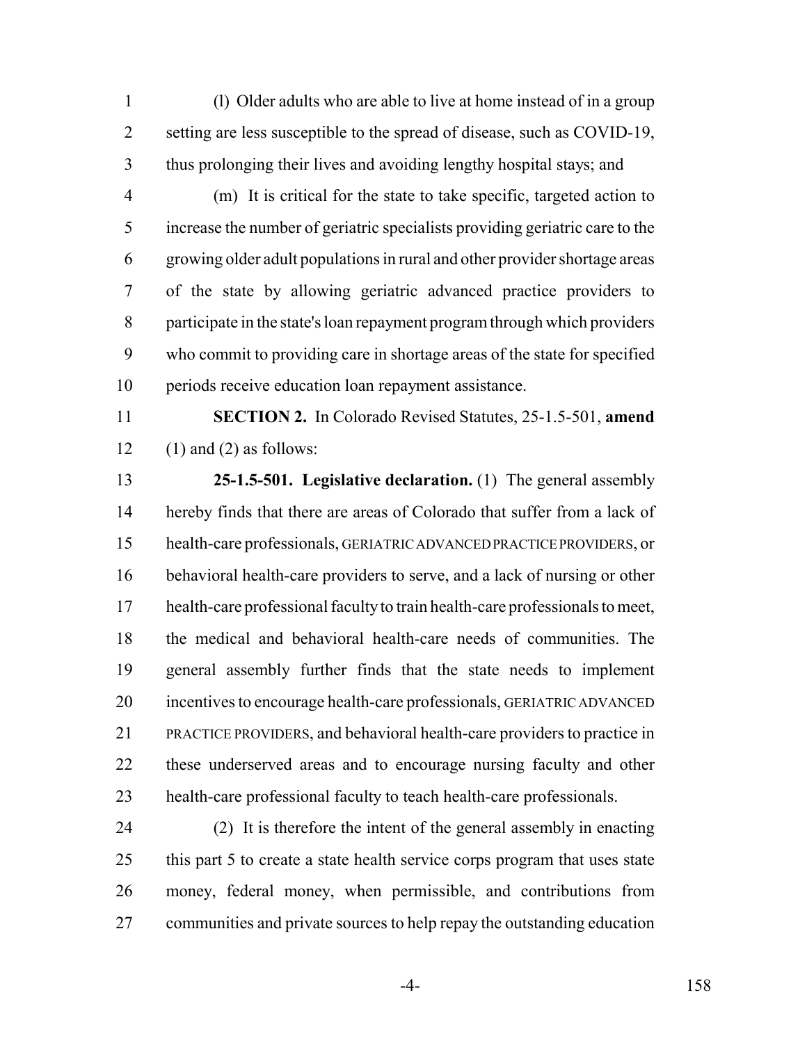(l) Older adults who are able to live at home instead of in a group setting are less susceptible to the spread of disease, such as COVID-19, thus prolonging their lives and avoiding lengthy hospital stays; and

(m) It is critical for the state to take specific, targeted action to increase the number of geriatric specialists providing geriatric care to the growing older adult populations in rural and other provider shortage areas of the state by allowing geriatric advanced practice providers to participate in the state's loan repayment program through which providers who commit to providing care in shortage areas of the state for specified periods receive education loan repayment assistance.

**SECTION 2.** In Colorado Revised Statutes, 25-1.5-501, **amend** (1) and (2) as follows:

**25-1.5-501. Legislative declaration.** (1) The general assembly hereby finds that there are areas of Colorado that suffer from a lack of health-care professionals, GERIATRIC ADVANCED PRACTICE PROVIDERS, or behavioral health-care providers to serve, and a lack of nursing or other health-care professional faculty to train health-care professionals to meet, the medical and behavioral health-care needs of communities. The general assembly further finds that the state needs to implement incentives to encourage health-care professionals, GERIATRIC ADVANCED PRACTICE PROVIDERS, and behavioral health-care providers to practice in these underserved areas and to encourage nursing faculty and other health-care professional faculty to teach health-care professionals.

(2) It is therefore the intent of the general assembly in enacting this part 5 to create a state health service corps program that uses state money, federal money, when permissible, and contributions from communities and private sources to help repay the outstanding education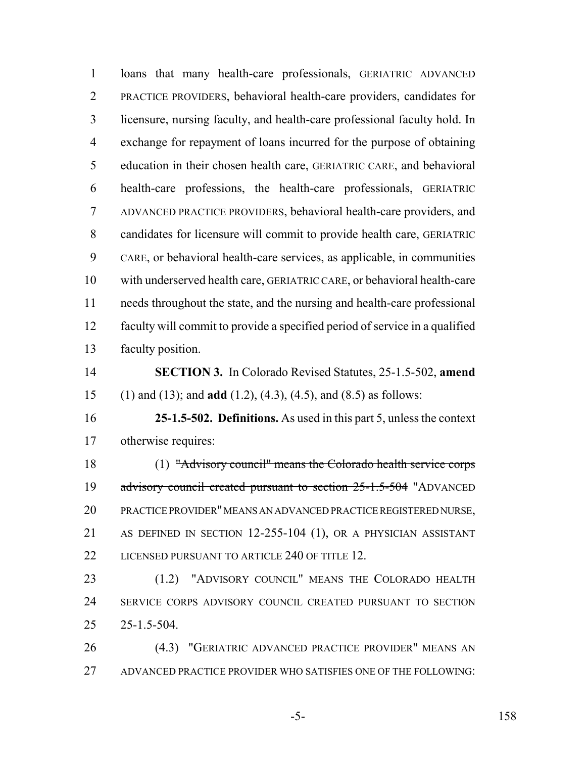loans that many health-care professionals, GERIATRIC ADVANCED PRACTICE PROVIDERS, behavioral health-care providers, candidates for licensure, nursing faculty, and health-care professional faculty hold. In exchange for repayment of loans incurred for the purpose of obtaining education in their chosen health care, GERIATRIC CARE, and behavioral health-care professions, the health-care professionals, GERIATRIC ADVANCED PRACTICE PROVIDERS, behavioral health-care providers, and candidates for licensure will commit to provide health care, GERIATRIC CARE, or behavioral health-care services, as applicable, in communities with underserved health care, GERIATRIC CARE, or behavioral health-care needs throughout the state, and the nursing and health-care professional faculty will commit to provide a specified period of service in a qualified faculty position.

**SECTION 3.** In Colorado Revised Statutes, 25-1.5-502, **amend** (1) and (13); and **add** (1.2), (4.3), (4.5), and (8.5) as follows:

**25-1.5-502. Definitions.** As used in this part 5, unless the context otherwise requires:

(1) ~~"Advisory council" means the Colorado health service corps advisory council created pursuant to section 25-1.5-504~~ "ADVANCED PRACTICE PROVIDER" MEANS AN ADVANCED PRACTICE REGISTERED NURSE, AS DEFINED IN SECTION 12-255-104 (1), OR A PHYSICIAN ASSISTANT LICENSED PURSUANT TO ARTICLE 240 OF TITLE 12.

(1.2) "ADVISORY COUNCIL" MEANS THE COLORADO HEALTH SERVICE CORPS ADVISORY COUNCIL CREATED PURSUANT TO SECTION 25-1.5-504.

(4.3) "GERIATRIC ADVANCED PRACTICE PROVIDER" MEANS AN ADVANCED PRACTICE PROVIDER WHO SATISFIES ONE OF THE FOLLOWING: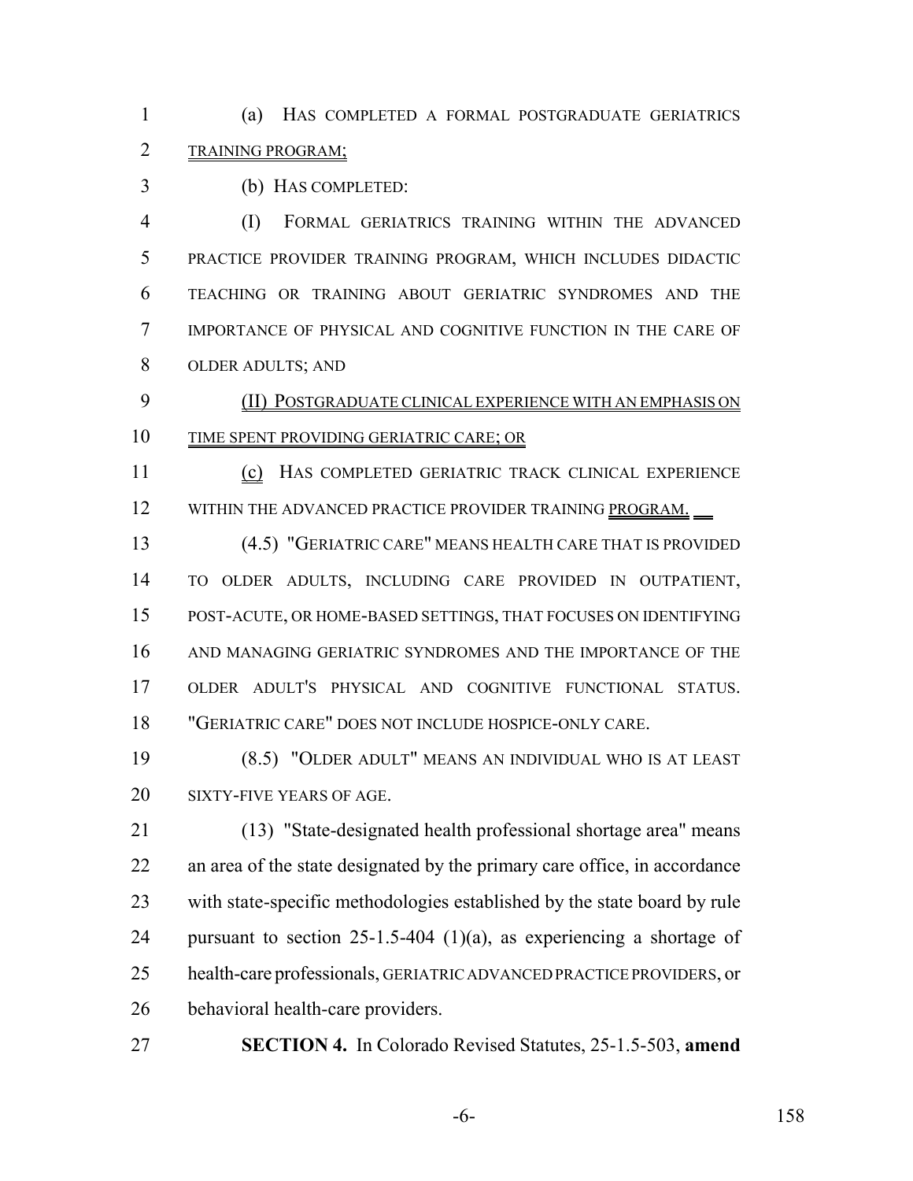(a) HAS COMPLETED A FORMAL POSTGRADUATE GERIATRICS TRAINING PROGRAM;

(b) HAS COMPLETED:

(I) FORMAL GERIATRICS TRAINING WITHIN THE ADVANCED PRACTICE PROVIDER TRAINING PROGRAM, WHICH INCLUDES DIDACTIC TEACHING OR TRAINING ABOUT GERIATRIC SYNDROMES AND THE IMPORTANCE OF PHYSICAL AND COGNITIVE FUNCTION IN THE CARE OF OLDER ADULTS; AND

(II) POSTGRADUATE CLINICAL EXPERIENCE WITH AN EMPHASIS ON TIME SPENT PROVIDING GERIATRIC CARE; OR

(c) HAS COMPLETED GERIATRIC TRACK CLINICAL EXPERIENCE WITHIN THE ADVANCED PRACTICE PROVIDER TRAINING PROGRAM.

(4.5) "GERIATRIC CARE" MEANS HEALTH CARE THAT IS PROVIDED TO OLDER ADULTS, INCLUDING CARE PROVIDED IN OUTPATIENT, POST-ACUTE, OR HOME-BASED SETTINGS, THAT FOCUSES ON IDENTIFYING AND MANAGING GERIATRIC SYNDROMES AND THE IMPORTANCE OF THE OLDER ADULT'S PHYSICAL AND COGNITIVE FUNCTIONAL STATUS. "GERIATRIC CARE" DOES NOT INCLUDE HOSPICE-ONLY CARE.

(8.5) "OLDER ADULT" MEANS AN INDIVIDUAL WHO IS AT LEAST SIXTY-FIVE YEARS OF AGE.

(13) "State-designated health professional shortage area" means an area of the state designated by the primary care office, in accordance with state-specific methodologies established by the state board by rule pursuant to section 25-1.5-404 (1)(a), as experiencing a shortage of health-care professionals, GERIATRIC ADVANCED PRACTICE PROVIDERS, or behavioral health-care providers.

**SECTION 4.** In Colorado Revised Statutes, 25-1.5-503, **amend**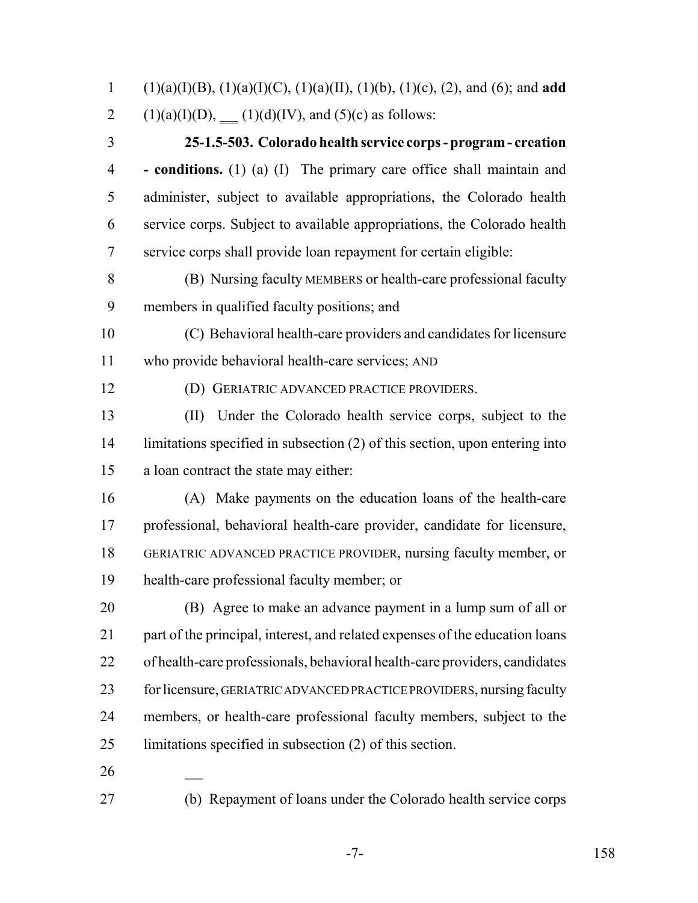(1)(a)(I)(B), (1)(a)(I)(C), (1)(a)(II), (1)(b), (1)(c), (2), and (6); and **add** (1)(a)(I)(D), ___ (1)(d)(IV), and (5)(c) as follows:

**25-1.5-503. Colorado health service corps - program - creation - conditions.** (1) (a) (I) The primary care office shall maintain and administer, subject to available appropriations, the Colorado health service corps. Subject to available appropriations, the Colorado health service corps shall provide loan repayment for certain eligible:

(B) Nursing faculty MEMBERS or health-care professional faculty members in qualified faculty positions; ~~and~~

(C) Behavioral health-care providers and candidates for licensure who provide behavioral health-care services; AND

(D) GERIATRIC ADVANCED PRACTICE PROVIDERS.

(II) Under the Colorado health service corps, subject to the limitations specified in subsection (2) of this section, upon entering into a loan contract the state may either:

(A) Make payments on the education loans of the health-care professional, behavioral health-care provider, candidate for licensure, GERIATRIC ADVANCED PRACTICE PROVIDER, nursing faculty member, or health-care professional faculty member; or

(B) Agree to make an advance payment in a lump sum of all or part of the principal, interest, and related expenses of the education loans of health-care professionals, behavioral health-care providers, candidates for licensure, GERIATRIC ADVANCED PRACTICE PROVIDERS, nursing faculty members, or health-care professional faculty members, subject to the limitations specified in subsection (2) of this section.

___

(b) Repayment of loans under the Colorado health service corps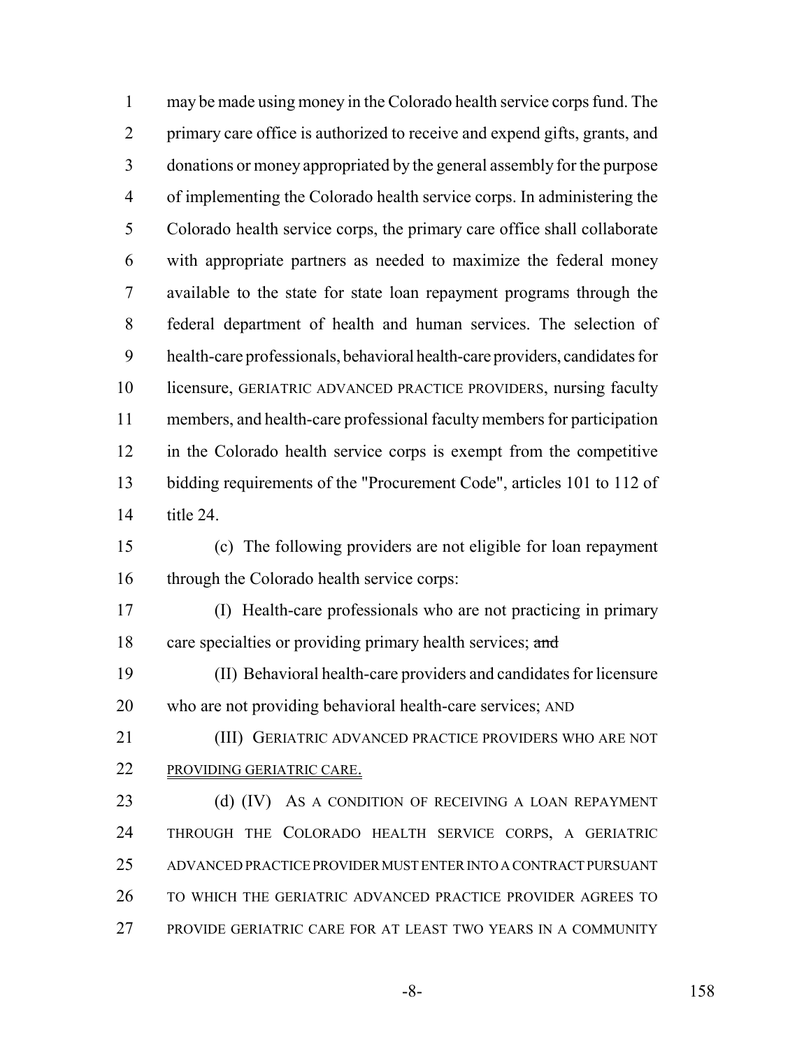may be made using money in the Colorado health service corps fund. The primary care office is authorized to receive and expend gifts, grants, and donations or money appropriated by the general assembly for the purpose of implementing the Colorado health service corps. In administering the Colorado health service corps, the primary care office shall collaborate with appropriate partners as needed to maximize the federal money available to the state for state loan repayment programs through the federal department of health and human services. The selection of health-care professionals, behavioral health-care providers, candidates for licensure, GERIATRIC ADVANCED PRACTICE PROVIDERS, nursing faculty members, and health-care professional faculty members for participation in the Colorado health service corps is exempt from the competitive bidding requirements of the "Procurement Code", articles 101 to 112 of title 24.

(c) The following providers are not eligible for loan repayment through the Colorado health service corps:

(I) Health-care professionals who are not practicing in primary care specialties or providing primary health services; ~~and~~

(II) Behavioral health-care providers and candidates for licensure who are not providing behavioral health-care services; AND

(III) GERIATRIC ADVANCED PRACTICE PROVIDERS WHO ARE NOT PROVIDING GERIATRIC CARE.

(d) (IV) AS A CONDITION OF RECEIVING A LOAN REPAYMENT THROUGH THE COLORADO HEALTH SERVICE CORPS, A GERIATRIC ADVANCED PRACTICE PROVIDER MUST ENTER INTO A CONTRACT PURSUANT TO WHICH THE GERIATRIC ADVANCED PRACTICE PROVIDER AGREES TO PROVIDE GERIATRIC CARE FOR AT LEAST TWO YEARS IN A COMMUNITY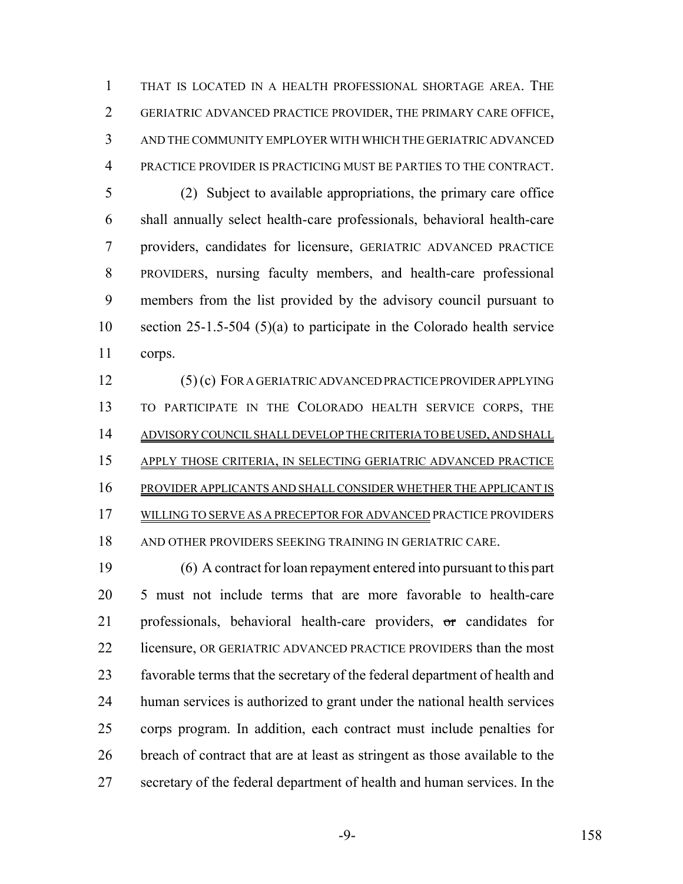THAT IS LOCATED IN A HEALTH PROFESSIONAL SHORTAGE AREA. THE GERIATRIC ADVANCED PRACTICE PROVIDER, THE PRIMARY CARE OFFICE, AND THE COMMUNITY EMPLOYER WITH WHICH THE GERIATRIC ADVANCED PRACTICE PROVIDER IS PRACTICING MUST BE PARTIES TO THE CONTRACT.

(2) Subject to available appropriations, the primary care office shall annually select health-care professionals, behavioral health-care providers, candidates for licensure, GERIATRIC ADVANCED PRACTICE PROVIDERS, nursing faculty members, and health-care professional members from the list provided by the advisory council pursuant to section 25-1.5-504 (5)(a) to participate in the Colorado health service corps.

(5) (c) FOR A GERIATRIC ADVANCED PRACTICE PROVIDER APPLYING TO PARTICIPATE IN THE COLORADO HEALTH SERVICE CORPS, THE ADVISORY COUNCIL SHALL DEVELOP THE CRITERIA TO BE USED, AND SHALL APPLY THOSE CRITERIA, IN SELECTING GERIATRIC ADVANCED PRACTICE PROVIDER APPLICANTS AND SHALL CONSIDER WHETHER THE APPLICANT IS WILLING TO SERVE AS A PRECEPTOR FOR ADVANCED PRACTICE PROVIDERS AND OTHER PROVIDERS SEEKING TRAINING IN GERIATRIC CARE.

(6) A contract for loan repayment entered into pursuant to this part 5 must not include terms that are more favorable to health-care professionals, behavioral health-care providers, ~~or~~ candidates for licensure, OR GERIATRIC ADVANCED PRACTICE PROVIDERS than the most favorable terms that the secretary of the federal department of health and human services is authorized to grant under the national health services corps program. In addition, each contract must include penalties for breach of contract that are at least as stringent as those available to the secretary of the federal department of health and human services. In the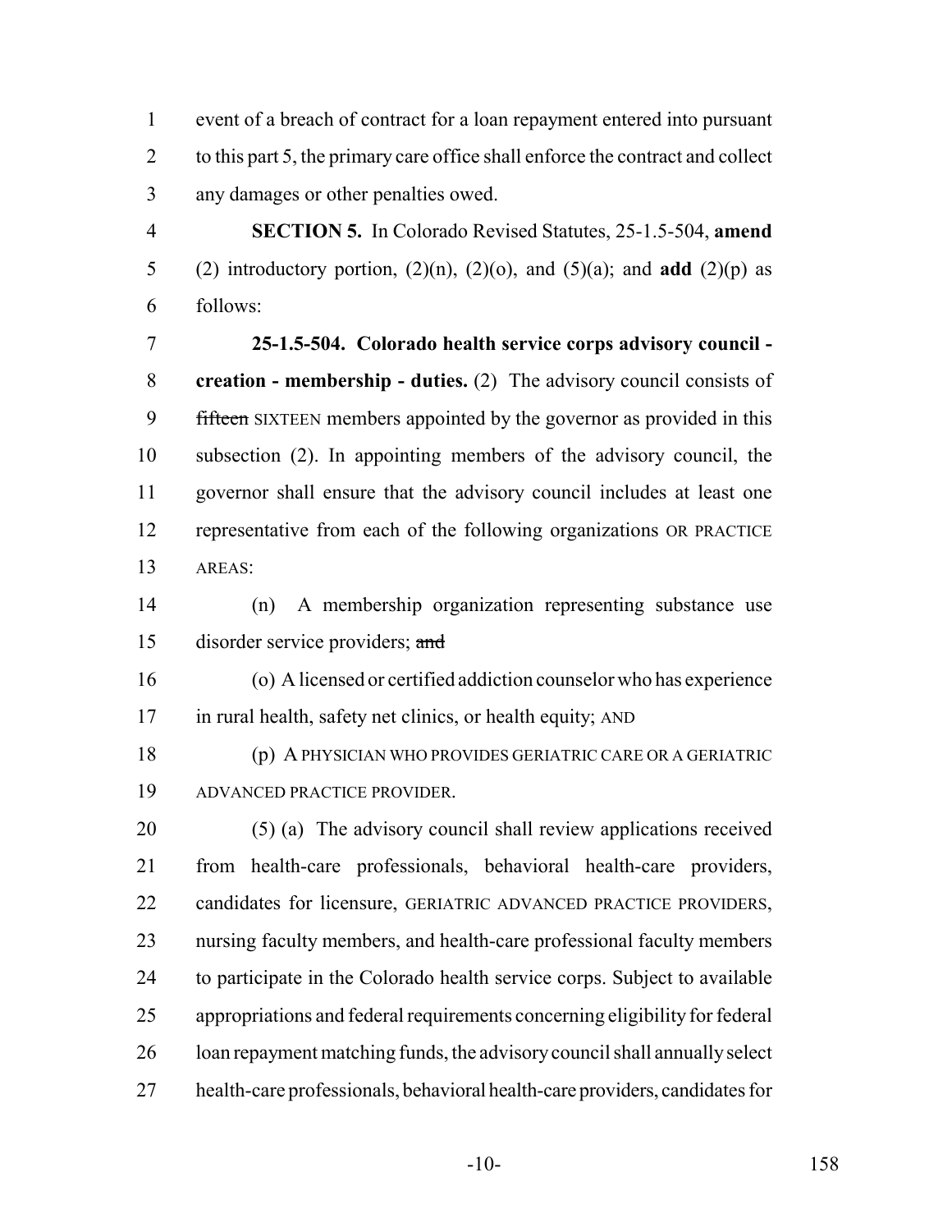event of a breach of contract for a loan repayment entered into pursuant to this part 5, the primary care office shall enforce the contract and collect any damages or other penalties owed.

**SECTION 5.** In Colorado Revised Statutes, 25-1.5-504, **amend** (2) introductory portion, (2)(n), (2)(o), and (5)(a); and **add** (2)(p) as follows:

**25-1.5-504. Colorado health service corps advisory council - creation - membership - duties.** (2) The advisory council consists of ~~fifteen~~ SIXTEEN members appointed by the governor as provided in this subsection (2). In appointing members of the advisory council, the governor shall ensure that the advisory council includes at least one representative from each of the following organizations OR PRACTICE AREAS:

(n) A membership organization representing substance use disorder service providers; ~~and~~

(o) A licensed or certified addiction counselor who has experience in rural health, safety net clinics, or health equity; AND

(p) A PHYSICIAN WHO PROVIDES GERIATRIC CARE OR A GERIATRIC ADVANCED PRACTICE PROVIDER.

(5) (a) The advisory council shall review applications received from health-care professionals, behavioral health-care providers, candidates for licensure, GERIATRIC ADVANCED PRACTICE PROVIDERS, nursing faculty members, and health-care professional faculty members to participate in the Colorado health service corps. Subject to available appropriations and federal requirements concerning eligibility for federal loan repayment matching funds, the advisory council shall annually select health-care professionals, behavioral health-care providers, candidates for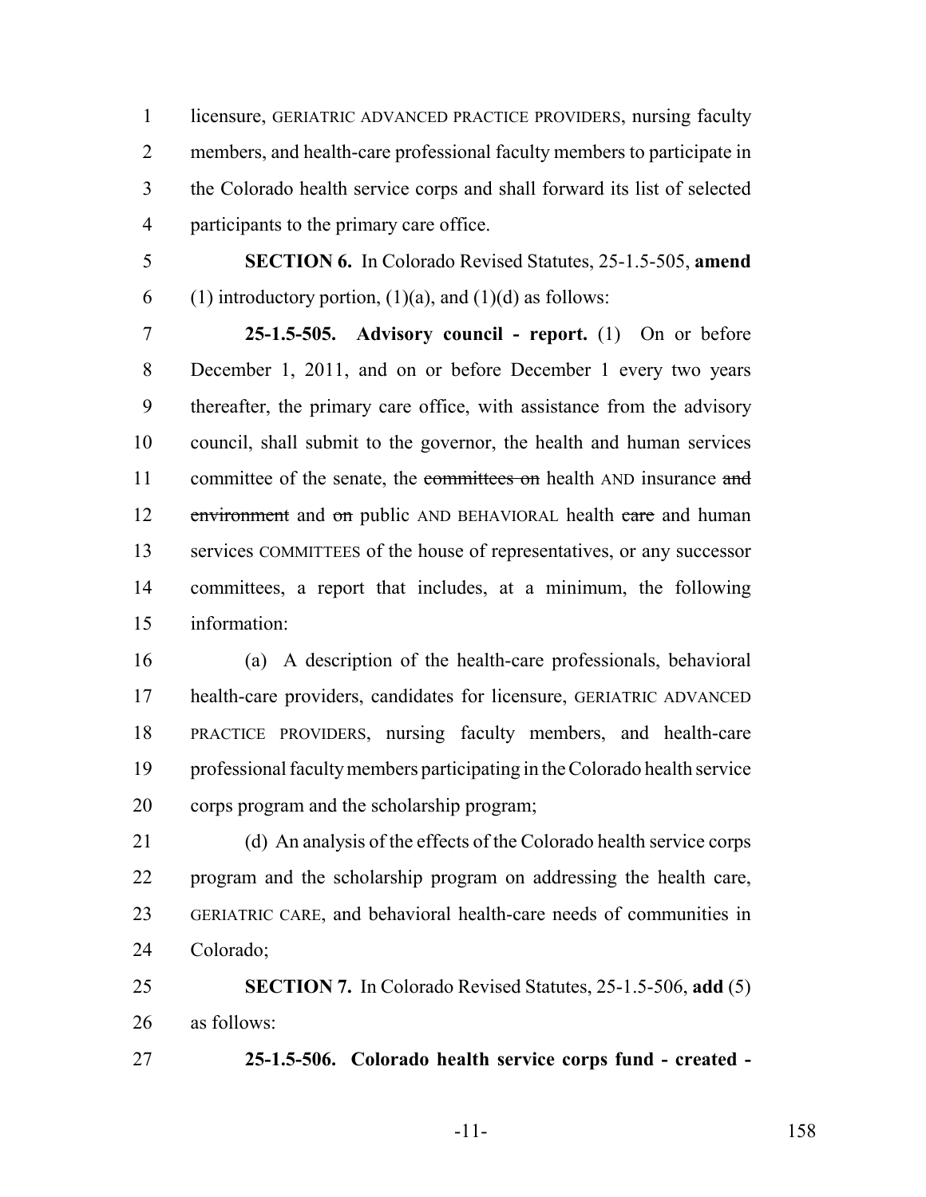licensure, GERIATRIC ADVANCED PRACTICE PROVIDERS, nursing faculty members, and health-care professional faculty members to participate in the Colorado health service corps and shall forward its list of selected participants to the primary care office.

**SECTION 6.** In Colorado Revised Statutes, 25-1.5-505, **amend** (1) introductory portion, (1)(a), and (1)(d) as follows:

**25-1.5-505. Advisory council - report.** (1) On or before December 1, 2011, and on or before December 1 every two years thereafter, the primary care office, with assistance from the advisory council, shall submit to the governor, the health and human services committee of the senate, the ~~committees on~~ health AND insurance ~~and environment~~ and ~~on~~ public AND BEHAVIORAL health ~~care~~ and human services COMMITTEES of the house of representatives, or any successor committees, a report that includes, at a minimum, the following information:

(a) A description of the health-care professionals, behavioral health-care providers, candidates for licensure, GERIATRIC ADVANCED PRACTICE PROVIDERS, nursing faculty members, and health-care professional faculty members participating in the Colorado health service corps program and the scholarship program;

(d) An analysis of the effects of the Colorado health service corps program and the scholarship program on addressing the health care, GERIATRIC CARE, and behavioral health-care needs of communities in Colorado;

**SECTION 7.** In Colorado Revised Statutes, 25-1.5-506, **add** (5) as follows:

**25-1.5-506. Colorado health service corps fund - created -**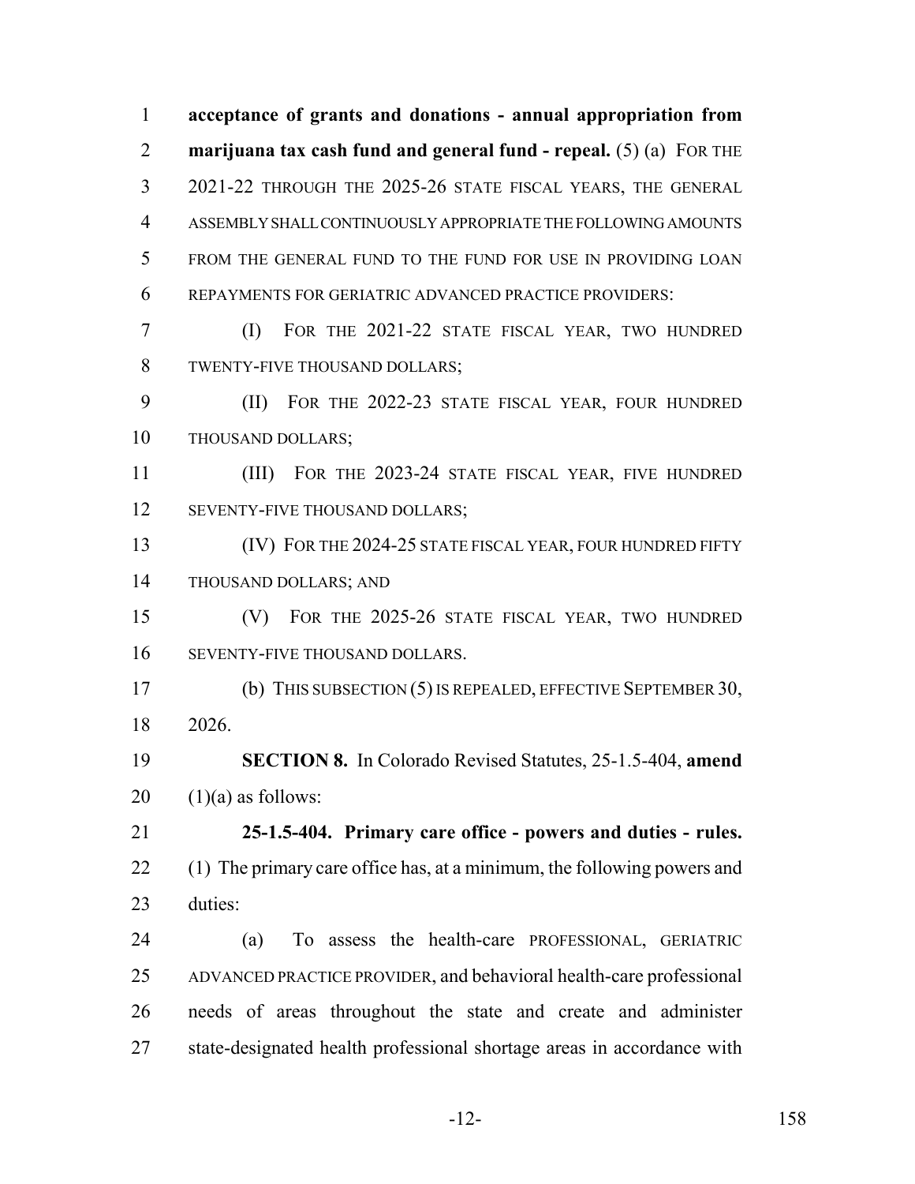**acceptance of grants and donations - annual appropriation from marijuana tax cash fund and general fund - repeal.** (5) (a) FOR THE 2021-22 THROUGH THE 2025-26 STATE FISCAL YEARS, THE GENERAL ASSEMBLY SHALL CONTINUOUSLY APPROPRIATE THE FOLLOWING AMOUNTS FROM THE GENERAL FUND TO THE FUND FOR USE IN PROVIDING LOAN REPAYMENTS FOR GERIATRIC ADVANCED PRACTICE PROVIDERS:

(I) FOR THE 2021-22 STATE FISCAL YEAR, TWO HUNDRED TWENTY-FIVE THOUSAND DOLLARS;

(II) FOR THE 2022-23 STATE FISCAL YEAR, FOUR HUNDRED THOUSAND DOLLARS;

(III) FOR THE 2023-24 STATE FISCAL YEAR, FIVE HUNDRED SEVENTY-FIVE THOUSAND DOLLARS;

(IV) FOR THE 2024-25 STATE FISCAL YEAR, FOUR HUNDRED FIFTY THOUSAND DOLLARS; AND

(V) FOR THE 2025-26 STATE FISCAL YEAR, TWO HUNDRED SEVENTY-FIVE THOUSAND DOLLARS.

(b) THIS SUBSECTION (5) IS REPEALED, EFFECTIVE SEPTEMBER 30, 2026.

**SECTION 8.** In Colorado Revised Statutes, 25-1.5-404, **amend** (1)(a) as follows:

**25-1.5-404. Primary care office - powers and duties - rules.** (1) The primary care office has, at a minimum, the following powers and duties:

(a) To assess the health-care PROFESSIONAL, GERIATRIC ADVANCED PRACTICE PROVIDER, and behavioral health-care professional needs of areas throughout the state and create and administer state-designated health professional shortage areas in accordance with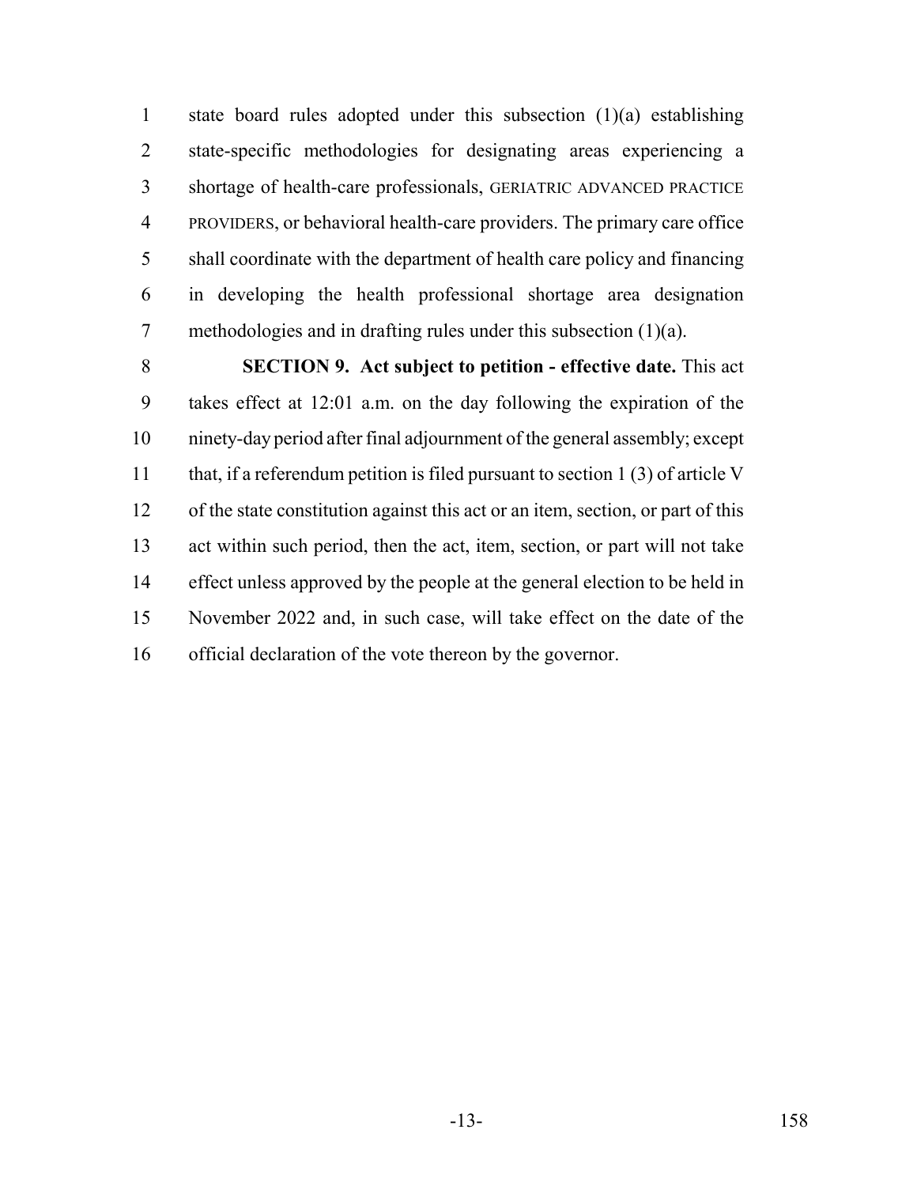state board rules adopted under this subsection (1)(a) establishing state-specific methodologies for designating areas experiencing a shortage of health-care professionals, GERIATRIC ADVANCED PRACTICE PROVIDERS, or behavioral health-care providers. The primary care office shall coordinate with the department of health care policy and financing in developing the health professional shortage area designation methodologies and in drafting rules under this subsection (1)(a).

**SECTION 9. Act subject to petition - effective date.** This act takes effect at 12:01 a.m. on the day following the expiration of the ninety-day period after final adjournment of the general assembly; except that, if a referendum petition is filed pursuant to section 1 (3) of article V of the state constitution against this act or an item, section, or part of this act within such period, then the act, item, section, or part will not take effect unless approved by the people at the general election to be held in November 2022 and, in such case, will take effect on the date of the official declaration of the vote thereon by the governor.